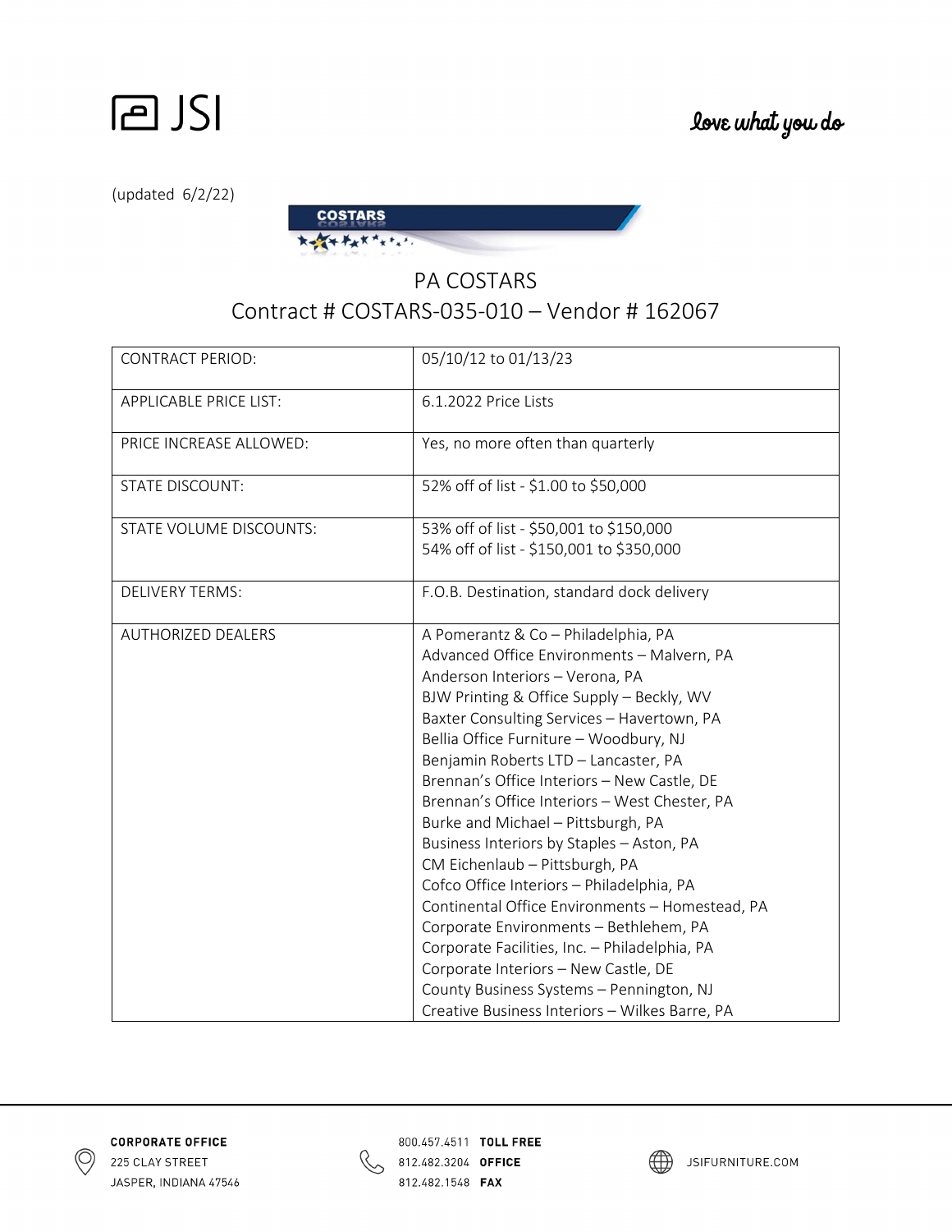JSI

*love what you do*

(updated 6/2/22)

COSTARS

# PA COSTARS
## Contract # COSTARS-035-010 – Vendor # 162067

| | |
|---|---|
| CONTRACT PERIOD: | 05/10/12 to 01/13/23 |
| APPLICABLE PRICE LIST: | 6.1.2022 Price Lists |
| PRICE INCREASE ALLOWED: | Yes, no more often than quarterly |
| STATE DISCOUNT: | 52% off of list - $1.00 to $50,000 |
| STATE VOLUME DISCOUNTS: | 53% off of list - $50,001 to $150,000<br>54% off of list - $150,001 to $350,000 |
| DELIVERY TERMS: | F.O.B. Destination, standard dock delivery |
| AUTHORIZED DEALERS | A Pomerantz & Co – Philadelphia, PA<br>Advanced Office Environments – Malvern, PA<br>Anderson Interiors – Verona, PA<br>BJW Printing & Office Supply – Beckly, WV<br>Baxter Consulting Services – Havertown, PA<br>Bellia Office Furniture – Woodbury, NJ<br>Benjamin Roberts LTD – Lancaster, PA<br>Brennan's Office Interiors – New Castle, DE<br>Brennan's Office Interiors – West Chester, PA<br>Burke and Michael – Pittsburgh, PA<br>Business Interiors by Staples – Aston, PA<br>CM Eichenlaub – Pittsburgh, PA<br>Cofco Office Interiors – Philadelphia, PA<br>Continental Office Environments – Homestead, PA<br>Corporate Environments – Bethlehem, PA<br>Corporate Facilities, Inc. – Philadelphia, PA<br>Corporate Interiors – New Castle, DE<br>County Business Systems – Pennington, NJ<br>Creative Business Interiors – Wilkes Barre, PA |

**CORPORATE OFFICE**
225 CLAY STREET
JASPER, INDIANA 47546

800.457.4511 **TOLL FREE**
812.482.3204 **OFFICE**
812.482.1548 **FAX**

JSIFURNITURE.COM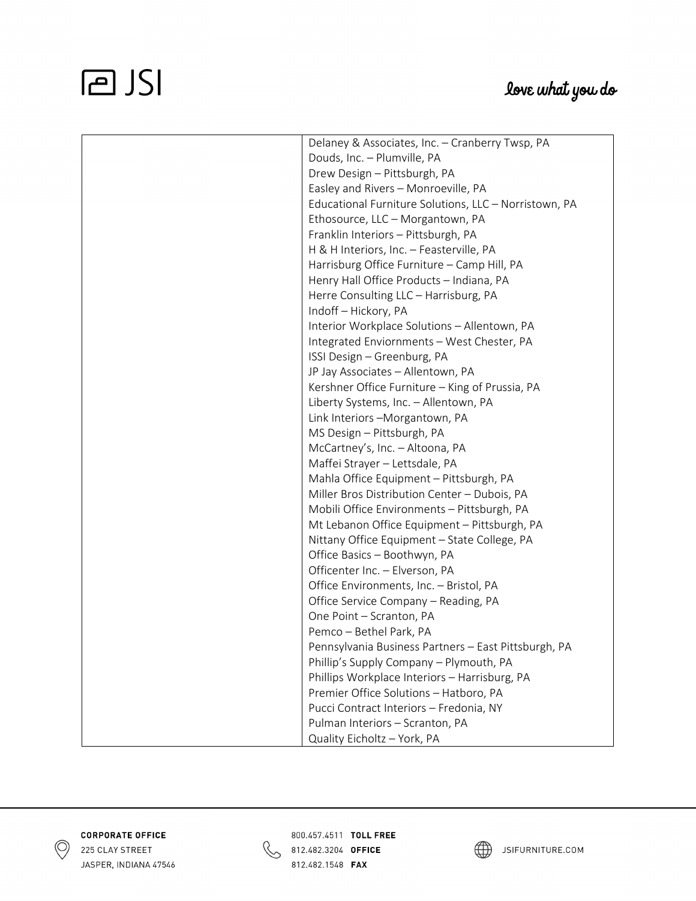| | |
|---|---|
| | Delaney & Associates, Inc. – Cranberry Twsp, PA<br>Douds, Inc. – Plumville, PA<br>Drew Design – Pittsburgh, PA<br>Easley and Rivers – Monroeville, PA<br>Educational Furniture Solutions, LLC – Norristown, PA<br>Ethosource, LLC – Morgantown, PA<br>Franklin Interiors – Pittsburgh, PA<br>H & H Interiors, Inc. – Feasterville, PA<br>Harrisburg Office Furniture – Camp Hill, PA<br>Henry Hall Office Products – Indiana, PA<br>Herre Consulting LLC – Harrisburg, PA<br>Indoff – Hickory, PA<br>Interior Workplace Solutions – Allentown, PA<br>Integrated Enviornments – West Chester, PA<br>ISSI Design – Greenburg, PA<br>JP Jay Associates – Allentown, PA<br>Kershner Office Furniture – King of Prussia, PA<br>Liberty Systems, Inc. – Allentown, PA<br>Link Interiors –Morgantown, PA<br>MS Design – Pittsburgh, PA<br>McCartney's, Inc. – Altoona, PA<br>Maffei Strayer – Lettsdale, PA<br>Mahla Office Equipment – Pittsburgh, PA<br>Miller Bros Distribution Center – Dubois, PA<br>Mobili Office Environments – Pittsburgh, PA<br>Mt Lebanon Office Equipment – Pittsburgh, PA<br>Nittany Office Equipment – State College, PA<br>Office Basics – Boothwyn, PA<br>Officenter Inc. – Elverson, PA<br>Office Environments, Inc. – Bristol, PA<br>Office Service Company – Reading, PA<br>One Point – Scranton, PA<br>Pemco – Bethel Park, PA<br>Pennsylvania Business Partners – East Pittsburgh, PA<br>Phillip's Supply Company – Plymouth, PA<br>Phillips Workplace Interiors – Harrisburg, PA<br>Premier Office Solutions – Hatboro, PA<br>Pucci Contract Interiors – Fredonia, NY<br>Pulman Interiors – Scranton, PA<br>Quality Eicholtz – York, PA |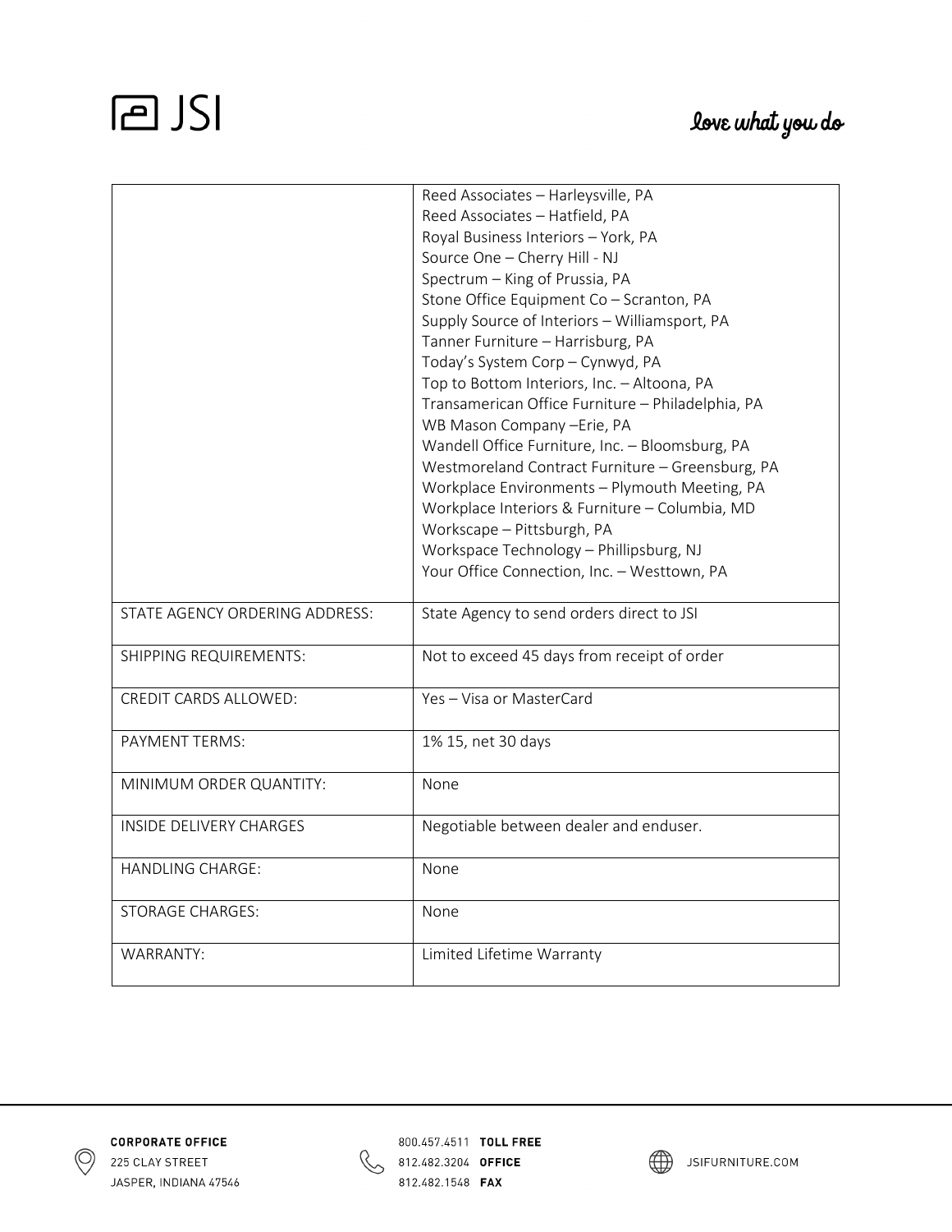| | |
|---|---|
| | Reed Associates – Harleysville, PA<br>Reed Associates – Hatfield, PA<br>Royal Business Interiors – York, PA<br>Source One – Cherry Hill - NJ<br>Spectrum – King of Prussia, PA<br>Stone Office Equipment Co – Scranton, PA<br>Supply Source of Interiors – Williamsport, PA<br>Tanner Furniture – Harrisburg, PA<br>Today's System Corp – Cynwyd, PA<br>Top to Bottom Interiors, Inc. – Altoona, PA<br>Transamerican Office Furniture – Philadelphia, PA<br>WB Mason Company –Erie, PA<br>Wandell Office Furniture, Inc. – Bloomsburg, PA<br>Westmoreland Contract Furniture – Greensburg, PA<br>Workplace Environments – Plymouth Meeting, PA<br>Workplace Interiors & Furniture – Columbia, MD<br>Workscape – Pittsburgh, PA<br>Workspace Technology – Phillipsburg, NJ<br>Your Office Connection, Inc. – Westtown, PA |
| STATE AGENCY ORDERING ADDRESS: | State Agency to send orders direct to JSI |
| SHIPPING REQUIREMENTS: | Not to exceed 45 days from receipt of order |
| CREDIT CARDS ALLOWED: | Yes – Visa or MasterCard |
| PAYMENT TERMS: | 1% 15, net 30 days |
| MINIMUM ORDER QUANTITY: | None |
| INSIDE DELIVERY CHARGES | Negotiable between dealer and enduser. |
| HANDLING CHARGE: | None |
| STORAGE CHARGES: | None |
| WARRANTY: | Limited Lifetime Warranty |